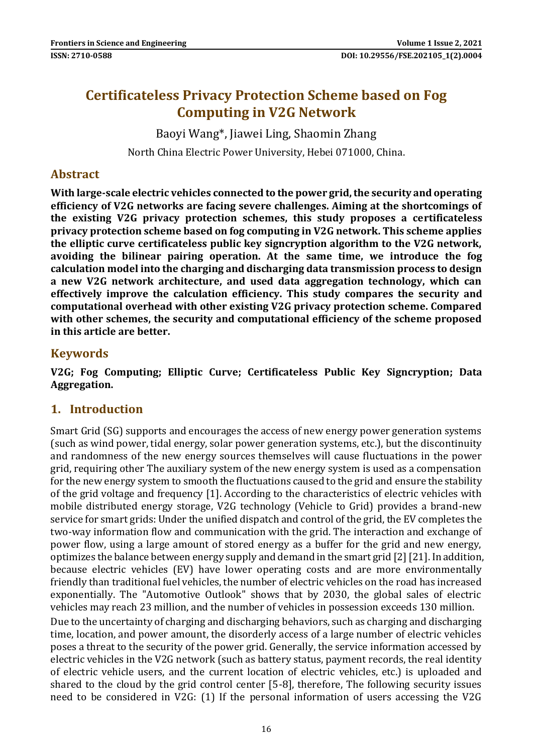# Certificateless Privacy Protection Scheme based on Fog Computing in V2G Network

Baoyi Wang*, Jiawei Ling, Shaomin Zhang

North China Electric Power University, Hebei 071000, China.

## Abstract

**With large-scale electric vehicles connected to the power grid, the security and operating efficiency of V2G networks are facing severe challenges. Aiming at the shortcomings of the existing V2G privacy protection schemes, this study proposes a certificateless privacy protection scheme based on fog computing in V2G network. This scheme applies the elliptic curve certificateless public key signcryption algorithm to the V2G network, avoiding the bilinear pairing operation. At the same time, we introduce the fog calculation model into the charging and discharging data transmission process to design a new V2G network architecture, and used data aggregation technology, which can effectively improve the calculation efficiency. This study compares the security and computational overhead with other existing V2G privacy protection scheme. Compared with other schemes, the security and computational efficiency of the scheme proposed in this article are better.**

## Keywords

**V2G; Fog Computing; Elliptic Curve; Certificateless Public Key Signcryption; Data Aggregation.**

## 1. Introduction

Smart Grid (SG) supports and encourages the access of new energy power generation systems (such as wind power, tidal energy, solar power generation systems, etc.), but the discontinuity and randomness of the new energy sources themselves will cause fluctuations in the power grid, requiring other The auxiliary system of the new energy system is used as a compensation for the new energy system to smooth the fluctuations caused to the grid and ensure the stability of the grid voltage and frequency [1]. According to the characteristics of electric vehicles with mobile distributed energy storage, V2G technology (Vehicle to Grid) provides a brand-new service for smart grids: Under the unified dispatch and control of the grid, the EV completes the two-way information flow and communication with the grid. The interaction and exchange of power flow, using a large amount of stored energy as a buffer for the grid and new energy, optimizes the balance between energy supply and demand in the smart grid [2] [21]. In addition, because electric vehicles (EV) have lower operating costs and are more environmentally friendly than traditional fuel vehicles, the number of electric vehicles on the road has increased exponentially. The "Automotive Outlook" shows that by 2030, the global sales of electric vehicles may reach 23 million, and the number of vehicles in possession exceeds 130 million.

Due to the uncertainty of charging and discharging behaviors, such as charging and discharging time, location, and power amount, the disorderly access of a large number of electric vehicles poses a threat to the security of the power grid. Generally, the service information accessed by electric vehicles in the V2G network (such as battery status, payment records, the real identity of electric vehicle users, and the current location of electric vehicles, etc.) is uploaded and shared to the cloud by the grid control center [5-8], therefore, The following security issues need to be considered in V2G: (1) If the personal information of users accessing the V2G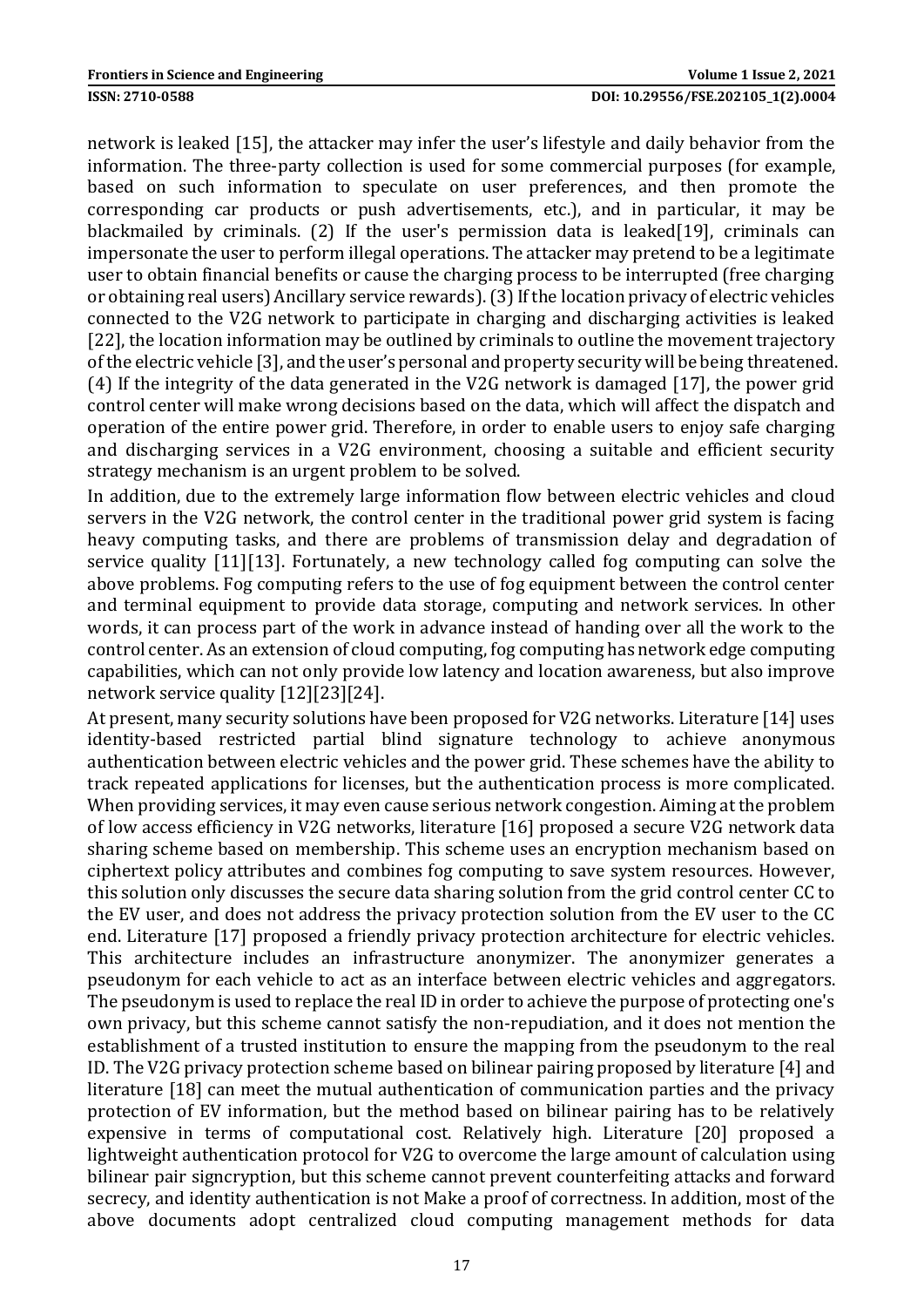network is leaked [15], the attacker may infer the user's lifestyle and daily behavior from the information. The three-party collection is used for some commercial purposes (for example, based on such information to speculate on user preferences, and then promote the corresponding car products or push advertisements, etc.), and in particular, it may be blackmailed by criminals. (2) If the user's permission data is leaked[19], criminals can impersonate the user to perform illegal operations. The attacker may pretend to be a legitimate user to obtain financial benefits or cause the charging process to be interrupted (free charging or obtaining real users) Ancillary service rewards). (3) If the location privacy of electric vehicles connected to the V2G network to participate in charging and discharging activities is leaked [22], the location information may be outlined by criminals to outline the movement trajectory of the electric vehicle [3], and the user's personal and property security will be being threatened. (4) If the integrity of the data generated in the V2G network is damaged [17], the power grid control center will make wrong decisions based on the data, which will affect the dispatch and operation of the entire power grid. Therefore, in order to enable users to enjoy safe charging and discharging services in a V2G environment, choosing a suitable and efficient security strategy mechanism is an urgent problem to be solved.

In addition, due to the extremely large information flow between electric vehicles and cloud servers in the V2G network, the control center in the traditional power grid system is facing heavy computing tasks, and there are problems of transmission delay and degradation of service quality [11][13]. Fortunately, a new technology called fog computing can solve the above problems. Fog computing refers to the use of fog equipment between the control center and terminal equipment to provide data storage, computing and network services. In other words, it can process part of the work in advance instead of handing over all the work to the control center. As an extension of cloud computing, fog computing has network edge computing capabilities, which can not only provide low latency and location awareness, but also improve network service quality [12][23][24].

At present, many security solutions have been proposed for V2G networks. Literature [14] uses identity-based restricted partial blind signature technology to achieve anonymous authentication between electric vehicles and the power grid. These schemes have the ability to track repeated applications for licenses, but the authentication process is more complicated. When providing services, it may even cause serious network congestion. Aiming at the problem of low access efficiency in V2G networks, literature [16] proposed a secure V2G network data sharing scheme based on membership. This scheme uses an encryption mechanism based on ciphertext policy attributes and combines fog computing to save system resources. However, this solution only discusses the secure data sharing solution from the grid control center CC to the EV user, and does not address the privacy protection solution from the EV user to the CC end. Literature [17] proposed a friendly privacy protection architecture for electric vehicles. This architecture includes an infrastructure anonymizer. The anonymizer generates a pseudonym for each vehicle to act as an interface between electric vehicles and aggregators. The pseudonym is used to replace the real ID in order to achieve the purpose of protecting one's own privacy, but this scheme cannot satisfy the non-repudiation, and it does not mention the establishment of a trusted institution to ensure the mapping from the pseudonym to the real ID. The V2G privacy protection scheme based on bilinear pairing proposed by literature [4] and literature [18] can meet the mutual authentication of communication parties and the privacy protection of EV information, but the method based on bilinear pairing has to be relatively expensive in terms of computational cost. Relatively high. Literature [20] proposed a lightweight authentication protocol for V2G to overcome the large amount of calculation using bilinear pair signcryption, but this scheme cannot prevent counterfeiting attacks and forward secrecy, and identity authentication is not Make a proof of correctness. In addition, most of the above documents adopt centralized cloud computing management methods for data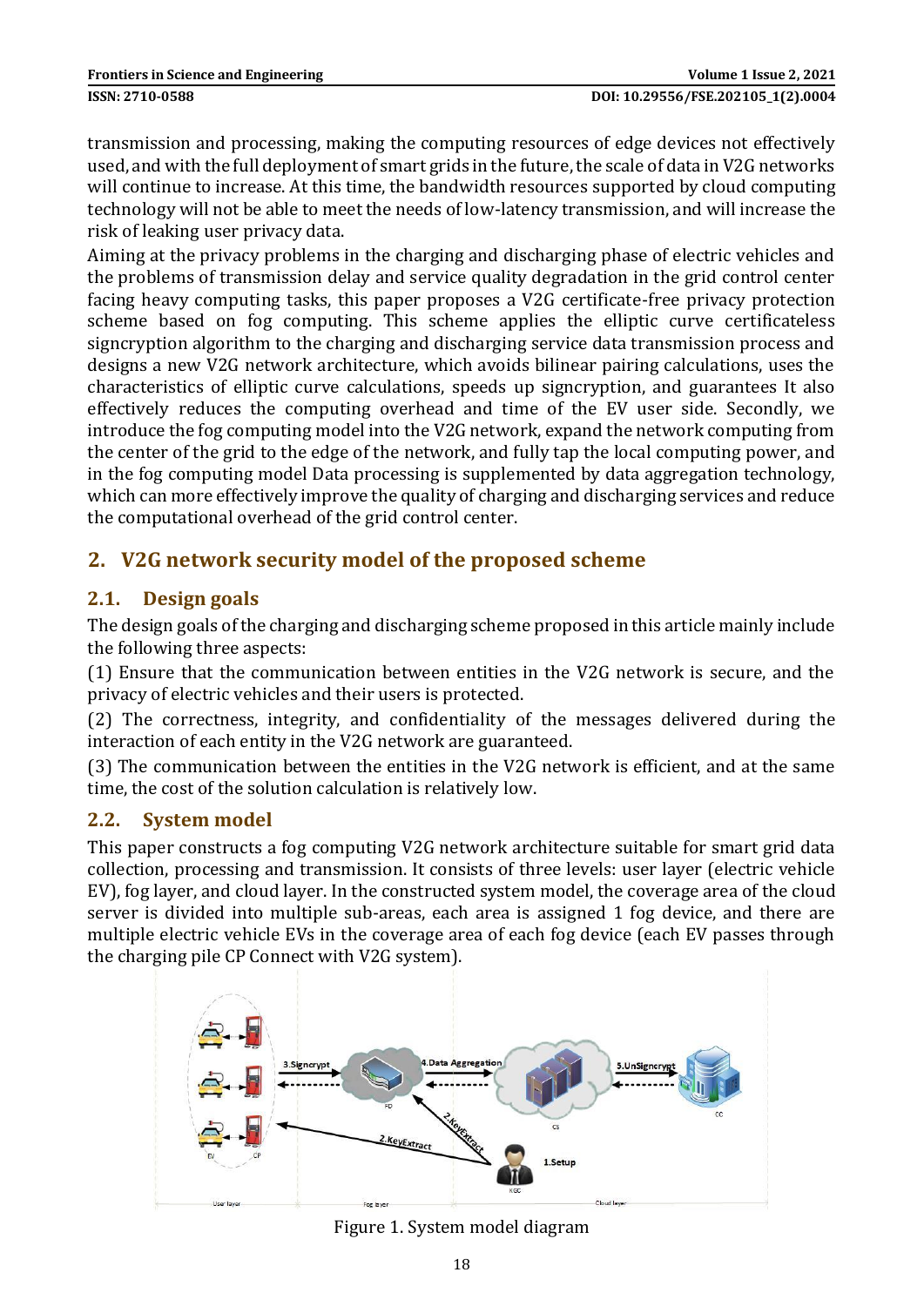transmission and processing, making the computing resources of edge devices not effectively used, and with the full deployment of smart grids in the future, the scale of data in V2G networks will continue to increase. At this time, the bandwidth resources supported by cloud computing technology will not be able to meet the needs of low-latency transmission, and will increase the risk of leaking user privacy data.

Aiming at the privacy problems in the charging and discharging phase of electric vehicles and the problems of transmission delay and service quality degradation in the grid control center facing heavy computing tasks, this paper proposes a V2G certificate-free privacy protection scheme based on fog computing. This scheme applies the elliptic curve certificateless signcryption algorithm to the charging and discharging service data transmission process and designs a new V2G network architecture, which avoids bilinear pairing calculations, uses the characteristics of elliptic curve calculations, speeds up signcryption, and guarantees It also effectively reduces the computing overhead and time of the EV user side. Secondly, we introduce the fog computing model into the V2G network, expand the network computing from the center of the grid to the edge of the network, and fully tap the local computing power, and in the fog computing model Data processing is supplemented by data aggregation technology, which can more effectively improve the quality of charging and discharging services and reduce the computational overhead of the grid control center.

## 2. V2G network security model of the proposed scheme

### 2.1. Design goals

The design goals of the charging and discharging scheme proposed in this article mainly include the following three aspects:

(1) Ensure that the communication between entities in the V2G network is secure, and the privacy of electric vehicles and their users is protected.

(2) The correctness, integrity, and confidentiality of the messages delivered during the interaction of each entity in the V2G network are guaranteed.

(3) The communication between the entities in the V2G network is efficient, and at the same time, the cost of the solution calculation is relatively low.

### 2.2. System model

This paper constructs a fog computing V2G network architecture suitable for smart grid data collection, processing and transmission. It consists of three levels: user layer (electric vehicle EV), fog layer, and cloud layer. In the constructed system model, the coverage area of the cloud server is divided into multiple sub-areas, each area is assigned 1 fog device, and there are multiple electric vehicle EVs in the coverage area of each fog device (each EV passes through the charging pile CP Connect with V2G system).

Figure 1. System model diagram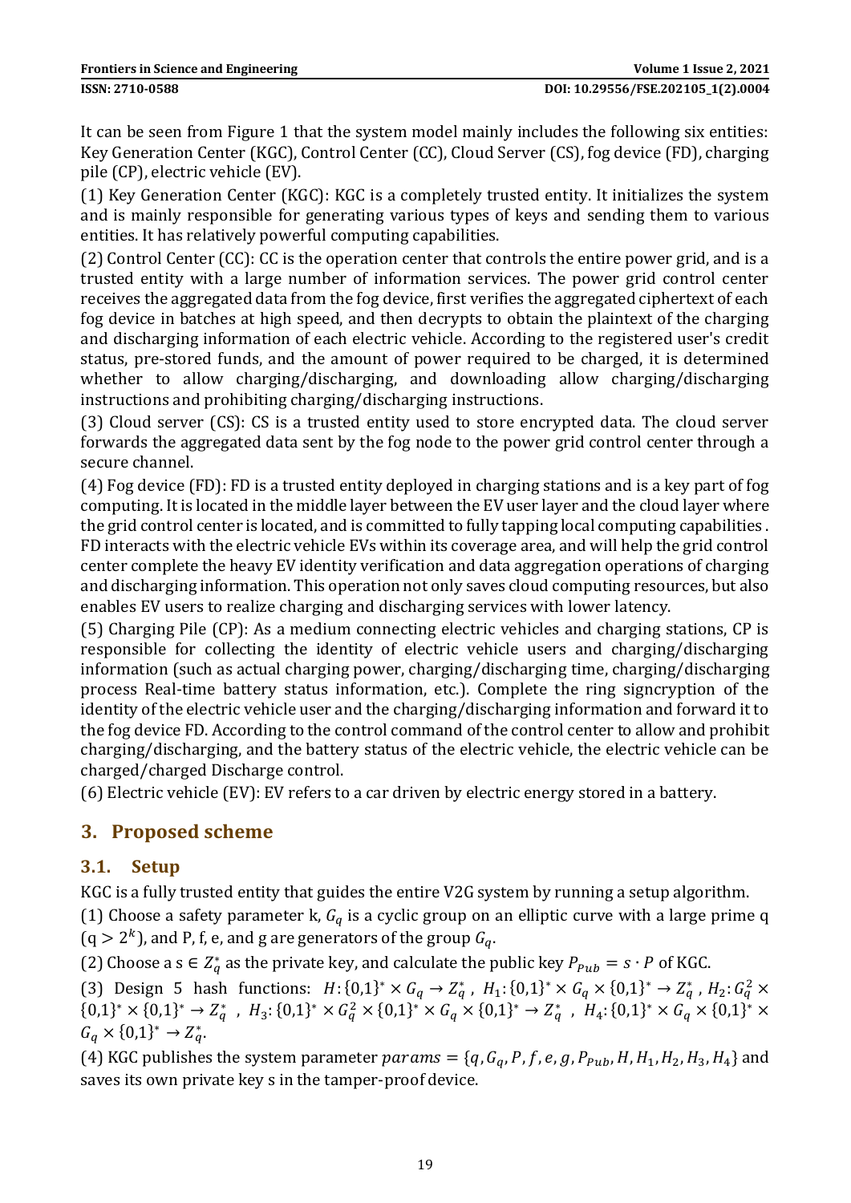It can be seen from Figure 1 that the system model mainly includes the following six entities: Key Generation Center (KGC), Control Center (CC), Cloud Server (CS), fog device (FD), charging pile (CP), electric vehicle (EV).

(1) Key Generation Center (KGC): KGC is a completely trusted entity. It initializes the system and is mainly responsible for generating various types of keys and sending them to various entities. It has relatively powerful computing capabilities.

(2) Control Center (CC): CC is the operation center that controls the entire power grid, and is a trusted entity with a large number of information services. The power grid control center receives the aggregated data from the fog device, first verifies the aggregated ciphertext of each fog device in batches at high speed, and then decrypts to obtain the plaintext of the charging and discharging information of each electric vehicle. According to the registered user's credit status, pre-stored funds, and the amount of power required to be charged, it is determined whether to allow charging/discharging, and downloading allow charging/discharging instructions and prohibiting charging/discharging instructions.

(3) Cloud server (CS): CS is a trusted entity used to store encrypted data. The cloud server forwards the aggregated data sent by the fog node to the power grid control center through a secure channel.

(4) Fog device (FD): FD is a trusted entity deployed in charging stations and is a key part of fog computing. It is located in the middle layer between the EV user layer and the cloud layer where the grid control center is located, and is committed to fully tapping local computing capabilities . FD interacts with the electric vehicle EVs within its coverage area, and will help the grid control center complete the heavy EV identity verification and data aggregation operations of charging and discharging information. This operation not only saves cloud computing resources, but also enables EV users to realize charging and discharging services with lower latency.

(5) Charging Pile (CP): As a medium connecting electric vehicles and charging stations, CP is responsible for collecting the identity of electric vehicle users and charging/discharging information (such as actual charging power, charging/discharging time, charging/discharging process Real-time battery status information, etc.). Complete the ring signcryption of the identity of the electric vehicle user and the charging/discharging information and forward it to the fog device FD. According to the control command of the control center to allow and prohibit charging/discharging, and the battery status of the electric vehicle, the electric vehicle can be charged/charged Discharge control.

(6) Electric vehicle (EV): EV refers to a car driven by electric energy stored in a battery.

## 3. Proposed scheme

### 3.1. Setup

KGC is a fully trusted entity that guides the entire V2G system by running a setup algorithm.

(1) Choose a safety parameter k, $G_q$ is a cyclic group on an elliptic curve with a large prime q ($q > 2^k$), and P, f, e, and g are generators of the group $G_q$.

(2) Choose a $s \in Z_q^*$ as the private key, and calculate the public key $P_{Pub} = s \cdot P$ of KGC.

(3) Design 5 hash functions: $H: \{0,1\}^* \times G_q \to Z_q^*$, $H_1: \{0,1\}^* \times G_q \times \{0,1\}^* \to Z_q^*$, $H_2: G_q^2 \times \{0,1\}^* \times \{0,1\}^* \to Z_q^*$, $H_3: \{0,1\}^* \times G_q^2 \times \{0,1\}^* \times G_q \times \{0,1\}^* \to Z_q^*$, $H_4: \{0,1\}^* \times G_q \times \{0,1\}^* \times G_q \times \{0,1\}^* \to Z_q^*$.

(4) KGC publishes the system parameter $params = \{q, G_q, P, f, e, g, P_{Pub}, H, H_1, H_2, H_3, H_4\}$ and saves its own private key s in the tamper-proof device.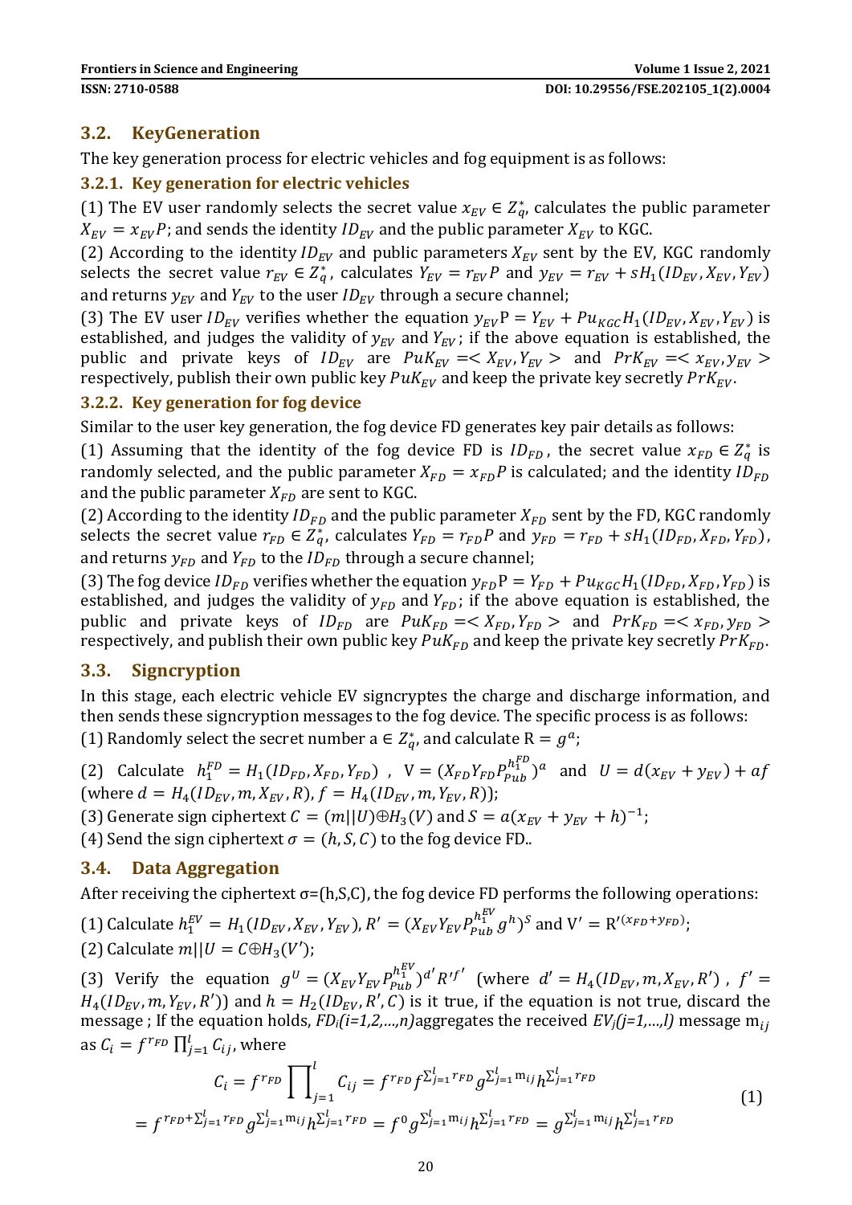## 3.2. KeyGeneration

The key generation process for electric vehicles and fog equipment is as follows:

### 3.2.1. Key generation for electric vehicles

(1) The EV user randomly selects the secret value $x_{EV} \in Z_q^*$, calculates the public parameter $X_{EV} = x_{EV}P$; and sends the identity $ID_{EV}$ and the public parameter $X_{EV}$ to KGC.

(2) According to the identity $ID_{EV}$ and public parameters $X_{EV}$ sent by the EV, KGC randomly selects the secret value $r_{EV} \in Z_q^*$, calculates $Y_{EV} = r_{EV}P$ and $y_{EV} = r_{EV} + sH_1(ID_{EV}, X_{EV}, Y_{EV})$ and returns $y_{EV}$ and $Y_{EV}$ to the user $ID_{EV}$ through a secure channel;

(3) The EV user $ID_{EV}$ verifies whether the equation $y_{EV}\text{P} = Y_{EV} + Pu_{KGC}H_1(ID_{EV}, X_{EV}, Y_{EV})$ is established, and judges the validity of $y_{EV}$ and $Y_{EV}$; if the above equation is established, the public and private keys of $ID_{EV}$ are $PuK_{EV} =< X_{EV}, Y_{EV} >$ and $PrK_{EV} =< x_{EV}, y_{EV} >$ respectively, publish their own public key $PuK_{EV}$ and keep the private key secretly $PrK_{EV}$.

### 3.2.2. Key generation for fog device

Similar to the user key generation, the fog device FD generates key pair details as follows:

(1) Assuming that the identity of the fog device FD is $ID_{FD}$, the secret value $x_{FD} \in Z_q^*$ is randomly selected, and the public parameter $X_{FD} = x_{FD}P$ is calculated; and the identity $ID_{FD}$ and the public parameter $X_{FD}$ are sent to KGC.

(2) According to the identity $ID_{FD}$ and the public parameter $X_{FD}$ sent by the FD, KGC randomly selects the secret value $r_{FD} \in Z_q^*$, calculates $Y_{FD} = r_{FD}P$ and $y_{FD} = r_{FD} + sH_1(ID_{FD}, X_{FD}, Y_{FD})$, and returns $y_{FD}$ and $Y_{FD}$ to the $ID_{FD}$ through a secure channel;

(3) The fog device $ID_{FD}$ verifies whether the equation $y_{FD}\text{P} = Y_{FD} + Pu_{KGC}H_1(ID_{FD}, X_{FD}, Y_{FD})$ is established, and judges the validity of $y_{FD}$ and $Y_{FD}$; if the above equation is established, the public and private keys of $ID_{FD}$ are $PuK_{FD} =< X_{FD}, Y_{FD} >$ and $PrK_{FD} =< x_{FD}, y_{FD} >$ respectively, and publish their own public key $PuK_{FD}$ and keep the private key secretly $PrK_{FD}$.

## 3.3. Signcryption

In this stage, each electric vehicle EV signcryptes the charge and discharge information, and then sends these signcryption messages to the fog device. The specific process is as follows:

(1) Randomly select the secret number $\text{a} \in Z_q^*$, and calculate $\text{R} = g^a$;

(2) Calculate $h_1^{FD} = H_1(ID_{FD}, X_{FD}, Y_{FD})$, $\text{V} = (X_{FD}Y_{FD}P_{Pub}^{h_1^{FD}})^a$ and $U = d(x_{EV} + y_{EV}) + af$ (where $d = H_4(ID_{EV}, m, X_{EV}, R)$, $f = H_4(ID_{EV}, m, Y_{EV}, R)$);

(3) Generate sign ciphertext $C = (m||U) \oplus H_3(V)$ and $S = a(x_{EV} + y_{EV} + h)^{-1}$;

(4) Send the sign ciphertext $\sigma = (h, S, C)$ to the fog device FD..

## 3.4. Data Aggregation

After receiving the ciphertext σ=(h,S,C), the fog device FD performs the following operations:

(1) Calculate $h_1^{EV} = H_1(ID_{EV}, X_{EV}, Y_{EV})$, $R' = (X_{EV}Y_{EV}P_{Pub}^{h_1^{EV}}g^h)^S$ and $\text{V}' = \text{R}'^{(x_{FD}+y_{FD})}$;

(2) Calculate $m||U = C \oplus H_3(V')$;

(3) Verify the equation $g^U = (X_{EV}Y_{EV}P_{Pub}^{h_1^{EV}})^{d'}R'^{f'}$ (where $d' = H_4(ID_{EV}, m, X_{EV}, R')$, $f' = H_4(ID_{EV}, m, Y_{EV}, R')$) and $h = H_2(ID_{EV}, R', C)$ is it true, if the equation is not true, discard the message ; If the equation holds, *FDi(i=1,2,…,n)*aggregates the received *EVj(j=1,…,l)* message $\text{m}_{ij}$ as $C_i = f^{r_{FD}} \prod_{j=1}^{l} C_{ij}$, where

$$
\begin{aligned}
C_i = f^{r_{FD}} \prod\nolimits_{j=1}^{l} C_{ij} &= f^{r_{FD}} f^{\sum_{j=1}^{l} r_{FD}} g^{\sum_{j=1}^{l} \text{m}_{ij}} h^{\sum_{j=1}^{l} r_{FD}} \\
= f^{r_{FD}+\sum_{j=1}^{l} r_{FD}} g^{\sum_{j=1}^{l} \text{m}_{ij}} h^{\sum_{j=1}^{l} r_{FD}} &= f^{0} g^{\sum_{j=1}^{l} \text{m}_{ij}} h^{\sum_{j=1}^{l} r_{FD}} = g^{\sum_{j=1}^{l} \text{m}_{ij}} h^{\sum_{j=1}^{l} r_{FD}}
\end{aligned}
\tag{1}
$$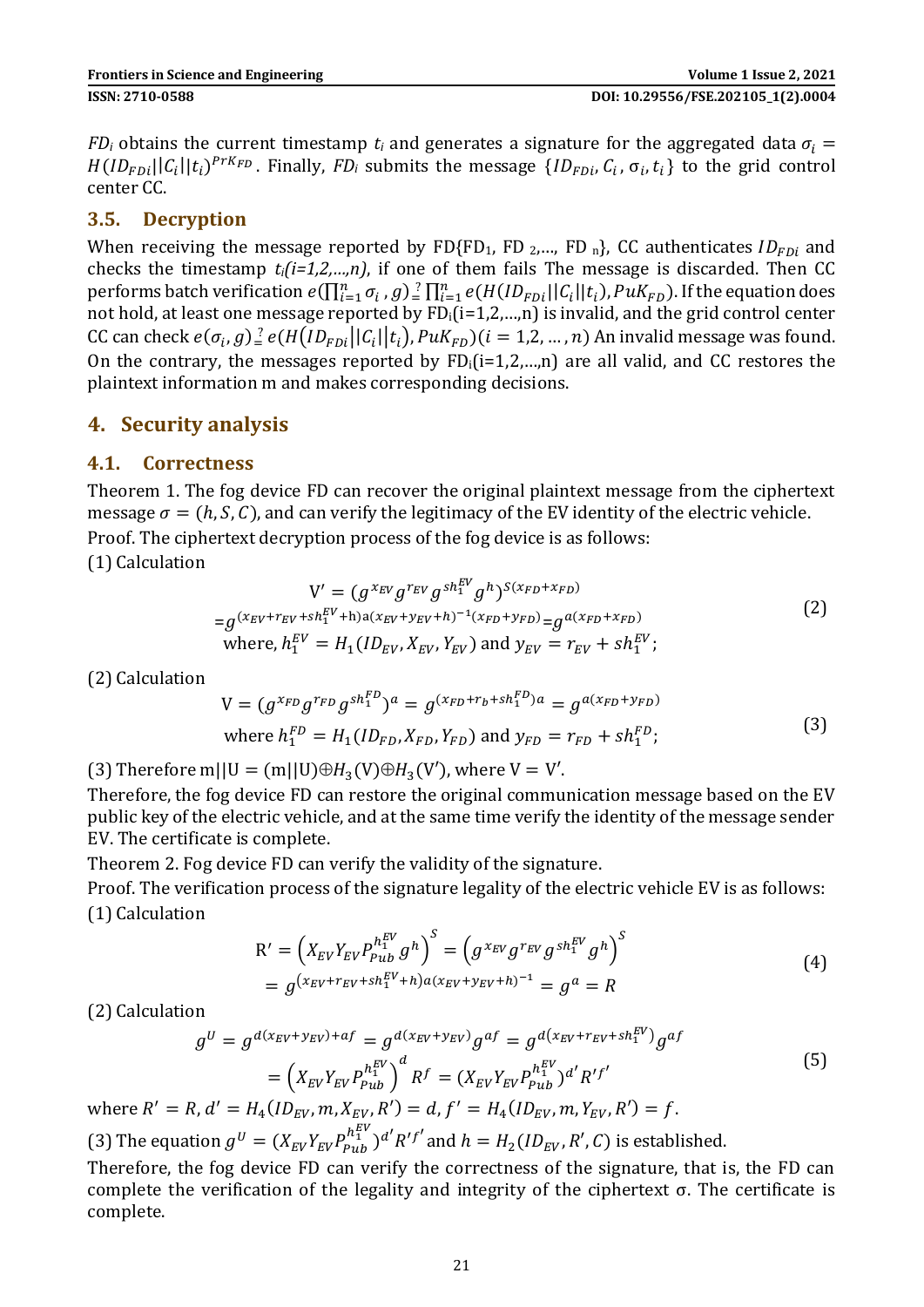$FD_i$ obtains the current timestamp $t_i$ and generates a signature for the aggregated data $\sigma_i = H(ID_{FDi}||C_i||t_i)^{PrK_{FD}}$. Finally, $FD_i$ submits the message $\{ID_{FDi}, C_i, \sigma_i, t_i\}$ to the grid control center CC.

## 3.5. Decryption

When receiving the message reported by FD{$FD_1$, $FD_2$,..., $FD_n$}, CC authenticates $ID_{FDi}$ and checks the timestamp $t_i$*(i=1,2,...,n)*, if one of them fails The message is discarded. Then CC performs batch verification $e(\prod_{i=1}^{n} \sigma_i, g) \stackrel{?}{=} \prod_{i=1}^{n} e(H(ID_{FDi}||C_i||t_i), PuK_{FD})$. If the equation does not hold, at least one message reported by $FD_i$(i=1,2,...,n) is invalid, and the grid control center CC can check $e(\sigma_i, g) \stackrel{?}{=} e(H(ID_{FDi}||C_i||t_i), PuK_{FD})(i = 1,2, \ldots, n)$ An invalid message was found. On the contrary, the messages reported by $FD_i$(i=1,2,...,n) are all valid, and CC restores the plaintext information m and makes corresponding decisions.

# 4. Security analysis

## 4.1. Correctness

Theorem 1. The fog device FD can recover the original plaintext message from the ciphertext message $\sigma = (h, S, C)$, and can verify the legitimacy of the EV identity of the electric vehicle.

Proof. The ciphertext decryption process of the fog device is as follows:

(1) Calculation

$$
\begin{aligned}
V' &= (g^{x_{EV}} g^{r_{EV}} g^{s h_1^{EV}} g^h)^{S(x_{FD}+x_{FD})} \\
&= g^{(x_{EV}+r_{EV}+s h_1^{EV}+h) a (x_{EV}+y_{EV}+h)^{-1}(x_{FD}+y_{FD})} = g^{a(x_{FD}+x_{FD})} \\
&\text{where, } h_1^{EV} = H_1(ID_{EV}, X_{EV}, Y_{EV}) \text{ and } y_{EV} = r_{EV} + s h_1^{EV};
\end{aligned}
\tag{2}
$$

(2) Calculation

$$
\begin{aligned}
V &= (g^{x_{FD}} g^{r_{FD}} g^{s h_1^{FD}})^a = g^{(x_{FD}+r_b+s h_1^{FD})a} = g^{a(x_{FD}+y_{FD})} \\
&\text{where } h_1^{FD} = H_1(ID_{FD}, X_{FD}, Y_{FD}) \text{ and } y_{FD} = r_{FD} + s h_1^{FD};
\end{aligned}
\tag{3}
$$

(3) Therefore $m||U = (m||U) \oplus H_3(V) \oplus H_3(V')$, where $V = V'$.

Therefore, the fog device FD can restore the original communication message based on the EV public key of the electric vehicle, and at the same time verify the identity of the message sender EV. The certificate is complete.

Theorem 2. Fog device FD can verify the validity of the signature.

Proof. The verification process of the signature legality of the electric vehicle EV is as follows:

(1) Calculation

$$
\begin{aligned}
R' &= \left(X_{EV} Y_{EV} P_{Pub}^{h_1^{EV}} g^h\right)^S = \left(g^{x_{EV}} g^{r_{EV}} g^{s h_1^{EV}} g^h\right)^S \\
&= g^{(x_{EV}+r_{EV}+s h_1^{EV}+h) a (x_{EV}+y_{EV}+h)^{-1}} = g^a = R
\end{aligned}
\tag{4}
$$

(2) Calculation

$$
\begin{aligned}
g^U &= g^{d(x_{EV}+y_{EV})+af} = g^{d(x_{EV}+y_{EV})} g^{af} = g^{d(x_{EV}+r_{EV}+s h_1^{EV})} g^{af} \\
&= \left(X_{EV} Y_{EV} P_{Pub}^{h_1^{EV}}\right)^d R^f = (X_{EV} Y_{EV} P_{Pub}^{h_1^{EV}})^{d'} R'^{f'}
\end{aligned}
\tag{5}
$$

where $R' = R$, $d' = H_4(ID_{EV}, m, X_{EV}, R') = d$, $f' = H_4(ID_{EV}, m, Y_{EV}, R') = f$.

(3) The equation $g^U = (X_{EV} Y_{EV} P_{Pub}^{h_1^{EV}})^{d'} R'^{f'}$ and $h = H_2(ID_{EV}, R', C)$ is established.

Therefore, the fog device FD can verify the correctness of the signature, that is, the FD can complete the verification of the legality and integrity of the ciphertext σ. The certificate is complete.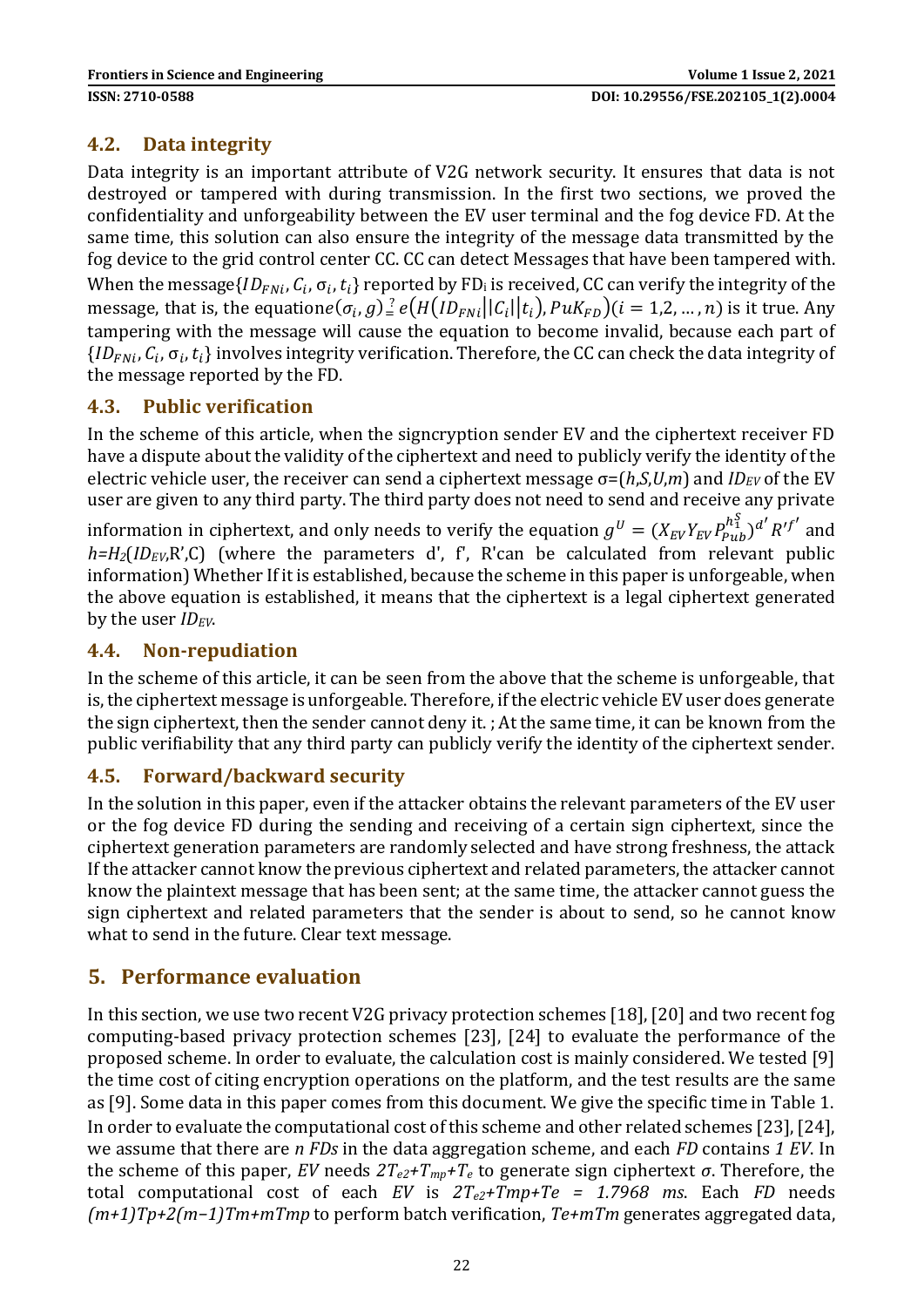## 4.2. Data integrity

Data integrity is an important attribute of V2G network security. It ensures that data is not destroyed or tampered with during transmission. In the first two sections, we proved the confidentiality and unforgeability between the EV user terminal and the fog device FD. At the same time, this solution can also ensure the integrity of the message data transmitted by the fog device to the grid control center CC. CC can detect Messages that have been tampered with. When the message$\{ID_{FNi}, C_i, \sigma_i, t_i\}$ reported by $FD_i$ is received, CC can verify the integrity of the message, that is, the equation$e(\sigma_i, g) \stackrel{?}{=} e\left(H\left(ID_{FNi}||C_i||t_i\right), PuK_{FD}\right)(i = 1,2, \dots, n)$ is it true. Any tampering with the message will cause the equation to become invalid, because each part of $\{ID_{FNi}, C_i, \sigma_i, t_i\}$ involves integrity verification. Therefore, the CC can check the data integrity of the message reported by the FD.

## 4.3. Public verification

In the scheme of this article, when the signcryption sender EV and the ciphertext receiver FD have a dispute about the validity of the ciphertext and need to publicly verify the identity of the electric vehicle user, the receiver can send a ciphertext message σ=($h$,$S$,$U$,$m$) and $ID_{EV}$ of the EV user are given to any third party. The third party does not need to send and receive any private information in ciphertext, and only needs to verify the equation $g^U = (X_{EV} Y_{EV} P_{Pub}^{h_1^S})^{d'} R'^{f'}$ and $h$=$H_2$($ID_{EV}$,R',C) (where the parameters d', f', R'can be calculated from relevant public information) Whether If it is established, because the scheme in this paper is unforgeable, when the above equation is established, it means that the ciphertext is a legal ciphertext generated by the user $ID_{EV}$.

## 4.4. Non-repudiation

In the scheme of this article, it can be seen from the above that the scheme is unforgeable, that is, the ciphertext message is unforgeable. Therefore, if the electric vehicle EV user does generate the sign ciphertext, then the sender cannot deny it. ; At the same time, it can be known from the public verifiability that any third party can publicly verify the identity of the ciphertext sender.

## 4.5. Forward/backward security

In the solution in this paper, even if the attacker obtains the relevant parameters of the EV user or the fog device FD during the sending and receiving of a certain sign ciphertext, since the ciphertext generation parameters are randomly selected and have strong freshness, the attack If the attacker cannot know the previous ciphertext and related parameters, the attacker cannot know the plaintext message that has been sent; at the same time, the attacker cannot guess the sign ciphertext and related parameters that the sender is about to send, so he cannot know what to send in the future. Clear text message.

# 5. Performance evaluation

In this section, we use two recent V2G privacy protection schemes [18], [20] and two recent fog computing-based privacy protection schemes [23], [24] to evaluate the performance of the proposed scheme. In order to evaluate, the calculation cost is mainly considered. We tested [9] the time cost of citing encryption operations on the platform, and the test results are the same as [9]. Some data in this paper comes from this document. We give the specific time in Table 1.

In order to evaluate the computational cost of this scheme and other related schemes [23], [24], we assume that there are *n FDs* in the data aggregation scheme, and each *FD* contains *1 EV*. In the scheme of this paper, *EV* needs $2T_{e2}+T_{mp}+T_e$ to generate sign ciphertext $\sigma$. Therefore, the total computational cost of each *EV* is $2T_{e2}+Tmp+Te$ = *1.7968 ms*. Each *FD* needs $(m+1)Tp+2(m-1)Tm+mTmp$ to perform batch verification, $Te+mTm$ generates aggregated data,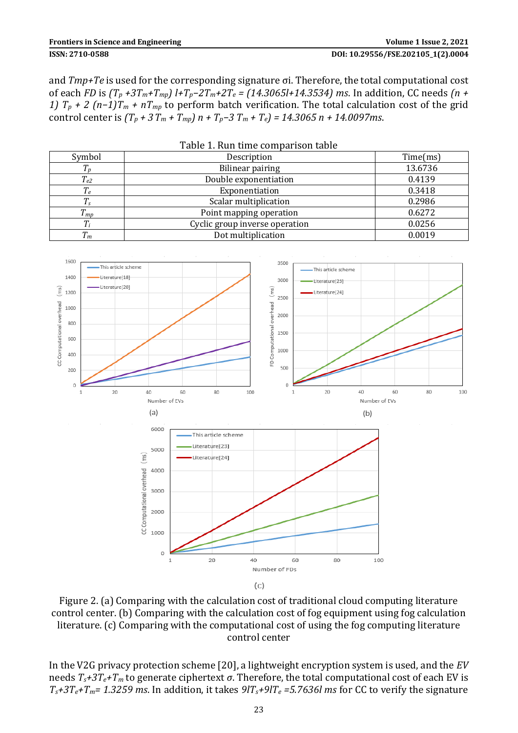and $Tmp+Te$ is used for the corresponding signature σi. Therefore, the total computational cost of each $FD$ is $(T_p + 3T_m + T_{mp})\, l + T_p - 2T_m + 2T_e = (14.3065l + 14.3534)$ $ms$. In addition, CC needs $(n + 1)\, T_p + 2\,(n-1)T_m + nT_{mp}$ to perform batch verification. The total calculation cost of the grid control center is $(T_p + 3\,T_m + T_{mp})\, n + T_p - 3\,T_m + T_e) = 14.3065\, n + 14.0097ms$.

Table 1. Run time comparison table

| Symbol | Description | Time(ms) |
|---|---|---|
| $T_p$ | Bilinear pairing | 13.6736 |
| $T_{e2}$ | Double exponentiation | 0.4139 |
| $T_e$ | Exponentiation | 0.3418 |
| $T_s$ | Scalar multiplication | 0.2986 |
| $T_{mp}$ | Point mapping operation | 0.6272 |
| $T_i$ | Cyclic group inverse operation | 0.0256 |
| $T_m$ | Dot multiplication | 0.0019 |

Figure 2. (a) Comparing with the calculation cost of traditional cloud computing literature control center. (b) Comparing with the calculation cost of fog equipment using fog calculation literature. (c) Comparing with the computational cost of using the fog computing literature control center

In the V2G privacy protection scheme [20], a lightweight encryption system is used, and the $EV$ needs $T_s + 3T_e + T_m$ to generate ciphertext $\sigma$. Therefore, the total computational cost of each EV is $T_s + 3T_e + T_m = 1.3259$ $ms$. In addition, it takes $9lT_s + 9lT_e = 5.7636l$ $ms$ for CC to verify the signature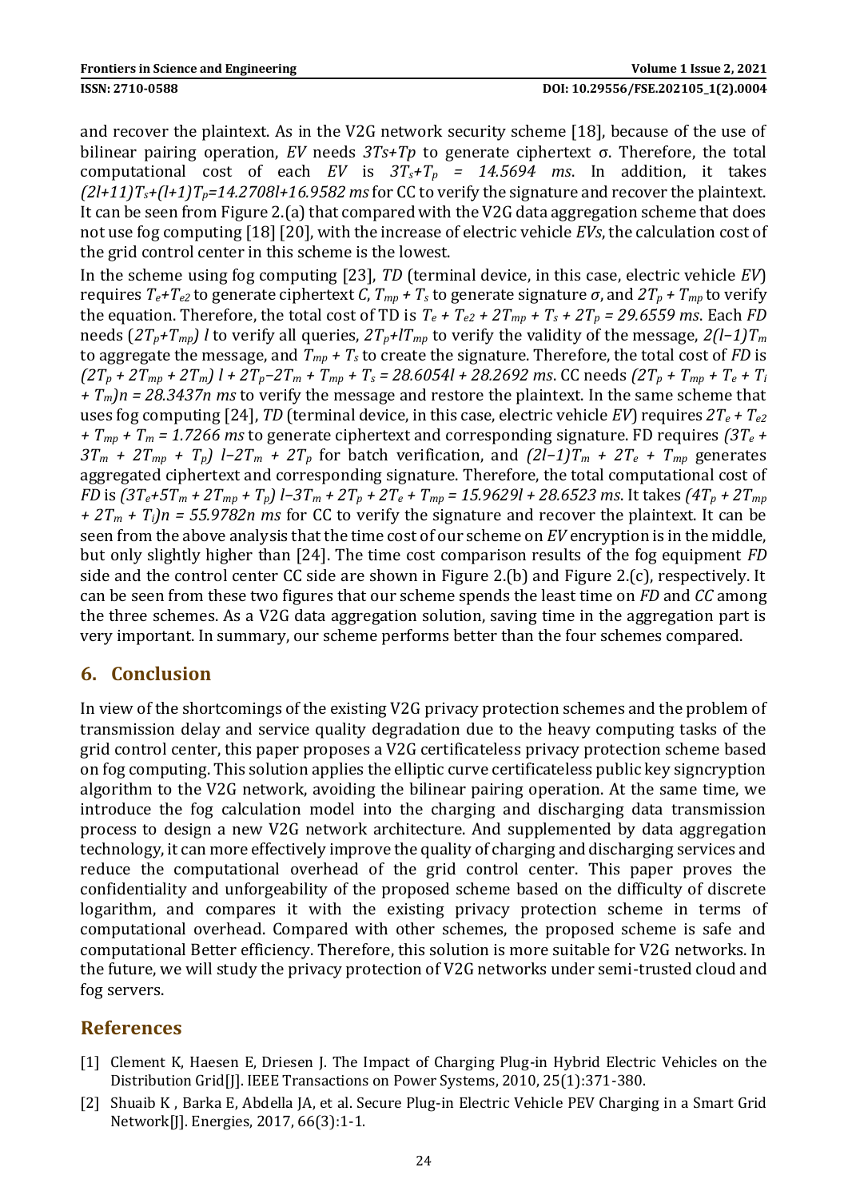and recover the plaintext. As in the V2G network security scheme [18], because of the use of bilinear pairing operation, *EV* needs $3Ts+Tp$ to generate ciphertext σ. Therefore, the total computational cost of each *EV* is $3T_s+T_p = 14.5694\ ms$. In addition, it takes $(2l+11)T_s+(l+1)T_p=14.2708l+16.9582\ ms$ for CC to verify the signature and recover the plaintext. It can be seen from Figure 2.(a) that compared with the V2G data aggregation scheme that does not use fog computing [18] [20], with the increase of electric vehicle *EVs*, the calculation cost of the grid control center in this scheme is the lowest.

In the scheme using fog computing [23], *TD* (terminal device, in this case, electric vehicle *EV*) requires $T_e+T_{e2}$ to generate ciphertext *C*, $T_{mp} + T_s$ to generate signature *σ*, and $2T_p + T_{mp}$ to verify the equation. Therefore, the total cost of TD is $T_e + T_{e2} + 2T_{mp} + T_s + 2T_p = 29.6559\ ms$. Each *FD* needs $(2T_p+T_{mp})\ l$ to verify all queries, $2T_p+lT_{mp}$ to verify the validity of the message, $2(l-1)T_m$ to aggregate the message, and $T_{mp} + T_s$ to create the signature. Therefore, the total cost of *FD* is $(2T_p + 2T_{mp} + 2T_m)\ l + 2T_p-2T_m + T_{mp} + T_s = 28.6054l + 28.2692\ ms$. CC needs $(2T_p + T_{mp} + T_e + T_i + T_m)n = 28.3437n\ ms$ to verify the message and restore the plaintext. In the same scheme that uses fog computing [24], *TD* (terminal device, in this case, electric vehicle *EV*) requires $2T_e + T_{e2} + T_{mp} + T_m = 1.7266\ ms$ to generate ciphertext and corresponding signature. FD requires $(3T_e + 3T_m + 2T_{mp} + T_p)\ l-2T_m + 2T_p$ for batch verification, and $(2l-1)T_m + 2T_e + T_{mp}$ generates aggregated ciphertext and corresponding signature. Therefore, the total computational cost of *FD* is $(3T_e+5T_m + 2T_{mp} + T_p)\ l-3T_m + 2T_p + 2T_e + T_{mp} = 15.9629l + 28.6523\ ms$. It takes $(4T_p + 2T_{mp} + 2T_m + T_i)n = 55.9782n\ ms$ for CC to verify the signature and recover the plaintext. It can be seen from the above analysis that the time cost of our scheme on *EV* encryption is in the middle, but only slightly higher than [24]. The time cost comparison results of the fog equipment *FD* side and the control center CC side are shown in Figure 2.(b) and Figure 2.(c), respectively. It can be seen from these two figures that our scheme spends the least time on *FD* and *CC* among the three schemes. As a V2G data aggregation solution, saving time in the aggregation part is very important. In summary, our scheme performs better than the four schemes compared.

## 6. Conclusion

In view of the shortcomings of the existing V2G privacy protection schemes and the problem of transmission delay and service quality degradation due to the heavy computing tasks of the grid control center, this paper proposes a V2G certificateless privacy protection scheme based on fog computing. This solution applies the elliptic curve certificateless public key signcryption algorithm to the V2G network, avoiding the bilinear pairing operation. At the same time, we introduce the fog calculation model into the charging and discharging data transmission process to design a new V2G network architecture. And supplemented by data aggregation technology, it can more effectively improve the quality of charging and discharging services and reduce the computational overhead of the grid control center. This paper proves the confidentiality and unforgeability of the proposed scheme based on the difficulty of discrete logarithm, and compares it with the existing privacy protection scheme in terms of computational overhead. Compared with other schemes, the proposed scheme is safe and computational Better efficiency. Therefore, this solution is more suitable for V2G networks. In the future, we will study the privacy protection of V2G networks under semi-trusted cloud and fog servers.

## References

[1] Clement K, Haesen E, Driesen J. The Impact of Charging Plug-in Hybrid Electric Vehicles on the Distribution Grid[J]. IEEE Transactions on Power Systems, 2010, 25(1):371-380.

[2] Shuaib K , Barka E, Abdella JA, et al. Secure Plug-in Electric Vehicle PEV Charging in a Smart Grid Network[J]. Energies, 2017, 66(3):1-1.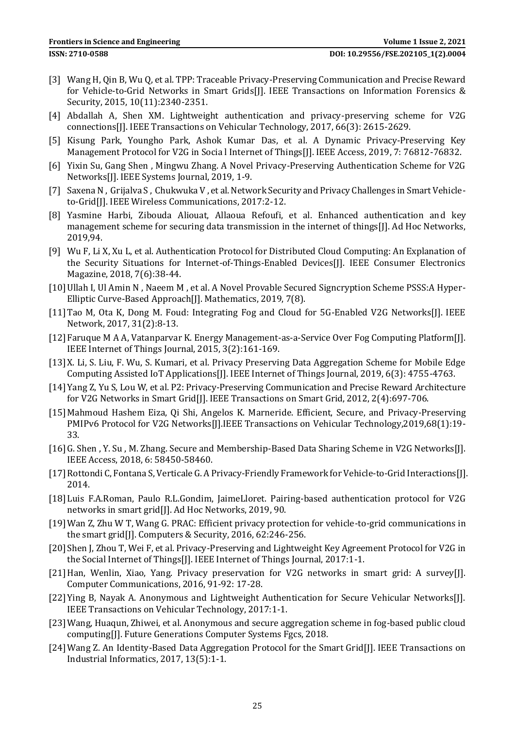[3] Wang H, Qin B, Wu Q, et al. TPP: Traceable Privacy-Preserving Communication and Precise Reward for Vehicle-to-Grid Networks in Smart Grids[J]. IEEE Transactions on Information Forensics & Security, 2015, 10(11):2340-2351.

[4] Abdallah A, Shen XM. Lightweight authentication and privacy-preserving scheme for V2G connections[J]. IEEE Transactions on Vehicular Technology, 2017, 66(3): 2615-2629.

[5] Kisung Park, Youngho Park, Ashok Kumar Das, et al. A Dynamic Privacy-Preserving Key Management Protocol for V2G in Socia l Internet of Things[J]. IEEE Access, 2019, 7: 76812-76832.

[6] Yixin Su, Gang Shen , Mingwu Zhang. A Novel Privacy-Preserving Authentication Scheme for V2G Networks[J]. IEEE Systems Journal, 2019, 1-9.

[7] Saxena N , Grijalva S , Chukwuka V , et al. Network Security and Privacy Challenges in Smart Vehicle-to-Grid[J]. IEEE Wireless Communications, 2017:2-12.

[8] Yasmine Harbi, Zibouda Aliouat, Allaoua Refoufi, et al. Enhanced authentication and key management scheme for securing data transmission in the internet of things[J]. Ad Hoc Networks, 2019,94.

[9] Wu F, Li X, Xu L, et al. Authentication Protocol for Distributed Cloud Computing: An Explanation of the Security Situations for Internet-of-Things-Enabled Devices[J]. IEEE Consumer Electronics Magazine, 2018, 7(6):38-44.

[10] Ullah I, Ul Amin N , Naeem M , et al. A Novel Provable Secured Signcryption Scheme PSSS:A Hyper-Elliptic Curve-Based Approach[J]. Mathematics, 2019, 7(8).

[11] Tao M, Ota K, Dong M. Foud: Integrating Fog and Cloud for 5G-Enabled V2G Networks[J]. IEEE Network, 2017, 31(2):8-13.

[12] Faruque M A A, Vatanparvar K. Energy Management-as-a-Service Over Fog Computing Platform[J]. IEEE Internet of Things Journal, 2015, 3(2):161-169.

[13] X. Li, S. Liu, F. Wu, S. Kumari, et al. Privacy Preserving Data Aggregation Scheme for Mobile Edge Computing Assisted IoT Applications[J]. IEEE Internet of Things Journal, 2019, 6(3): 4755-4763.

[14] Yang Z, Yu S, Lou W, et al. P2: Privacy-Preserving Communication and Precise Reward Architecture for V2G Networks in Smart Grid[J]. IEEE Transactions on Smart Grid, 2012, 2(4):697-706.

[15] Mahmoud Hashem Eiza, Qi Shi, Angelos K. Marneride. Efficient, Secure, and Privacy-Preserving PMIPv6 Protocol for V2G Networks[J].IEEE Transactions on Vehicular Technology,2019,68(1):19-33.

[16] G. Shen , Y. Su , M. Zhang. Secure and Membership-Based Data Sharing Scheme in V2G Networks[J]. IEEE Access, 2018, 6: 58450-58460.

[17] Rottondi C, Fontana S, Verticale G. A Privacy-Friendly Framework for Vehicle-to-Grid Interactions[J]. 2014.

[18] Luis F.A.Roman, Paulo R.L.Gondim, JaimeLloret. Pairing-based authentication protocol for V2G networks in smart grid[J]. Ad Hoc Networks, 2019, 90.

[19] Wan Z, Zhu W T, Wang G. PRAC: Efficient privacy protection for vehicle-to-grid communications in the smart grid[J]. Computers & Security, 2016, 62:246-256.

[20] Shen J, Zhou T, Wei F, et al. Privacy-Preserving and Lightweight Key Agreement Protocol for V2G in the Social Internet of Things[J]. IEEE Internet of Things Journal, 2017:1-1.

[21] Han, Wenlin, Xiao, Yang. Privacy preservation for V2G networks in smart grid: A survey[J]. Computer Communications, 2016, 91-92: 17-28.

[22] Ying B, Nayak A. Anonymous and Lightweight Authentication for Secure Vehicular Networks[J]. IEEE Transactions on Vehicular Technology, 2017:1-1.

[23] Wang, Huaqun, Zhiwei, et al. Anonymous and secure aggregation scheme in fog-based public cloud computing[J]. Future Generations Computer Systems Fgcs, 2018.

[24] Wang Z. An Identity-Based Data Aggregation Protocol for the Smart Grid[J]. IEEE Transactions on Industrial Informatics, 2017, 13(5):1-1.